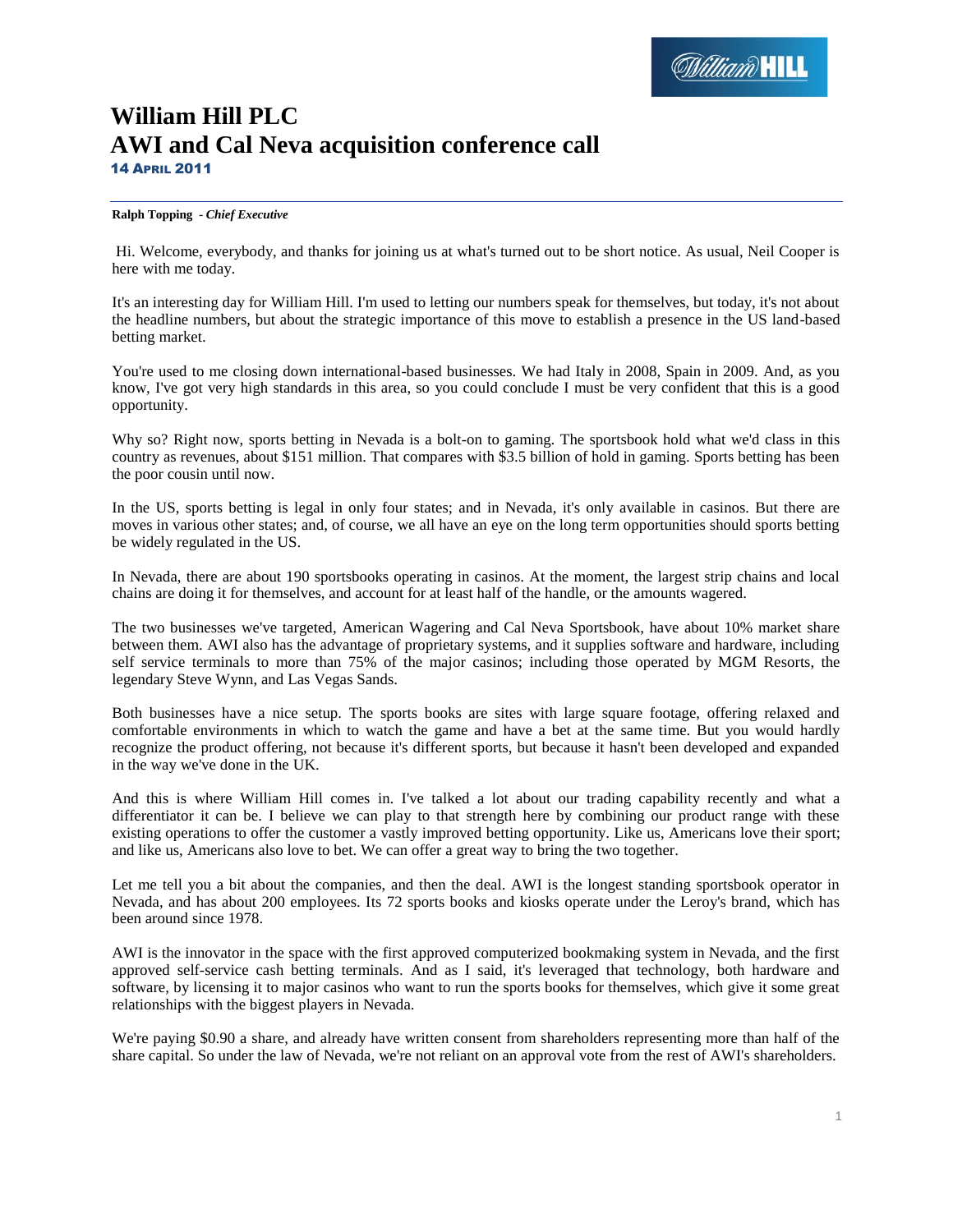# William Hill PLC
# AWI and Cal Neva acquisition conference call

**14 April 2011**

---

**Ralph Topping** - ***Chief Executive***

Hi. Welcome, everybody, and thanks for joining us at what's turned out to be short notice. As usual, Neil Cooper is here with me today.

It's an interesting day for William Hill. I'm used to letting our numbers speak for themselves, but today, it's not about the headline numbers, but about the strategic importance of this move to establish a presence in the US land-based betting market.

You're used to me closing down international-based businesses. We had Italy in 2008, Spain in 2009. And, as you know, I've got very high standards in this area, so you could conclude I must be very confident that this is a good opportunity.

Why so? Right now, sports betting in Nevada is a bolt-on to gaming. The sportsbook hold what we'd class in this country as revenues, about $151 million. That compares with $3.5 billion of hold in gaming. Sports betting has been the poor cousin until now.

In the US, sports betting is legal in only four states; and in Nevada, it's only available in casinos. But there are moves in various other states; and, of course, we all have an eye on the long term opportunities should sports betting be widely regulated in the US.

In Nevada, there are about 190 sportsbooks operating in casinos. At the moment, the largest strip chains and local chains are doing it for themselves, and account for at least half of the handle, or the amounts wagered.

The two businesses we've targeted, American Wagering and Cal Neva Sportsbook, have about 10% market share between them. AWI also has the advantage of proprietary systems, and it supplies software and hardware, including self service terminals to more than 75% of the major casinos; including those operated by MGM Resorts, the legendary Steve Wynn, and Las Vegas Sands.

Both businesses have a nice setup. The sports books are sites with large square footage, offering relaxed and comfortable environments in which to watch the game and have a bet at the same time. But you would hardly recognize the product offering, not because it's different sports, but because it hasn't been developed and expanded in the way we've done in the UK.

And this is where William Hill comes in. I've talked a lot about our trading capability recently and what a differentiator it can be. I believe we can play to that strength here by combining our product range with these existing operations to offer the customer a vastly improved betting opportunity. Like us, Americans love their sport; and like us, Americans also love to bet. We can offer a great way to bring the two together.

Let me tell you a bit about the companies, and then the deal. AWI is the longest standing sportsbook operator in Nevada, and has about 200 employees. Its 72 sports books and kiosks operate under the Leroy's brand, which has been around since 1978.

AWI is the innovator in the space with the first approved computerized bookmaking system in Nevada, and the first approved self-service cash betting terminals. And as I said, it's leveraged that technology, both hardware and software, by licensing it to major casinos who want to run the sports books for themselves, which give it some great relationships with the biggest players in Nevada.

We're paying $0.90 a share, and already have written consent from shareholders representing more than half of the share capital. So under the law of Nevada, we're not reliant on an approval vote from the rest of AWI's shareholders.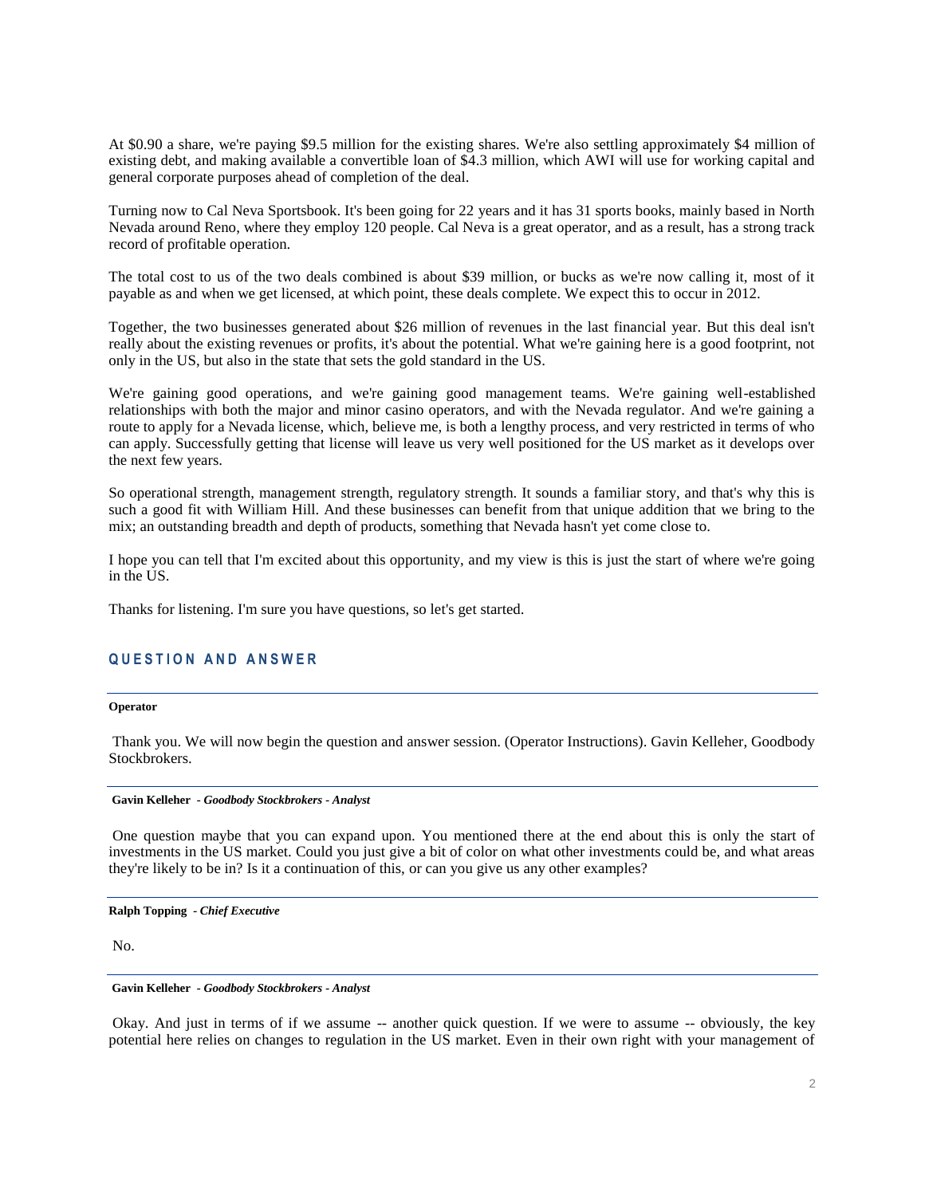At $0.90 a share, we're paying $9.5 million for the existing shares. We're also settling approximately $4 million of existing debt, and making available a convertible loan of $4.3 million, which AWI will use for working capital and general corporate purposes ahead of completion of the deal.

Turning now to Cal Neva Sportsbook. It's been going for 22 years and it has 31 sports books, mainly based in North Nevada around Reno, where they employ 120 people. Cal Neva is a great operator, and as a result, has a strong track record of profitable operation.

The total cost to us of the two deals combined is about $39 million, or bucks as we're now calling it, most of it payable as and when we get licensed, at which point, these deals complete. We expect this to occur in 2012.

Together, the two businesses generated about $26 million of revenues in the last financial year. But this deal isn't really about the existing revenues or profits, it's about the potential. What we're gaining here is a good footprint, not only in the US, but also in the state that sets the gold standard in the US.

We're gaining good operations, and we're gaining good management teams. We're gaining well-established relationships with both the major and minor casino operators, and with the Nevada regulator. And we're gaining a route to apply for a Nevada license, which, believe me, is both a lengthy process, and very restricted in terms of who can apply. Successfully getting that license will leave us very well positioned for the US market as it develops over the next few years.

So operational strength, management strength, regulatory strength. It sounds a familiar story, and that's why this is such a good fit with William Hill. And these businesses can benefit from that unique addition that we bring to the mix; an outstanding breadth and depth of products, something that Nevada hasn't yet come close to.

I hope you can tell that I'm excited about this opportunity, and my view is this is just the start of where we're going in the US.

Thanks for listening. I'm sure you have questions, so let's get started.

## QUESTION AND ANSWER

---

**Operator**

Thank you. We will now begin the question and answer session. (Operator Instructions). Gavin Kelleher, Goodbody Stockbrokers.

---

**Gavin Kelleher** *- Goodbody Stockbrokers - Analyst*

One question maybe that you can expand upon. You mentioned there at the end about this is only the start of investments in the US market. Could you just give a bit of color on what other investments could be, and what areas they're likely to be in? Is it a continuation of this, or can you give us any other examples?

---

**Ralph Topping** *- Chief Executive*

No.

---

**Gavin Kelleher** *- Goodbody Stockbrokers - Analyst*

Okay. And just in terms of if we assume -- another quick question. If we were to assume -- obviously, the key potential here relies on changes to regulation in the US market. Even in their own right with your management of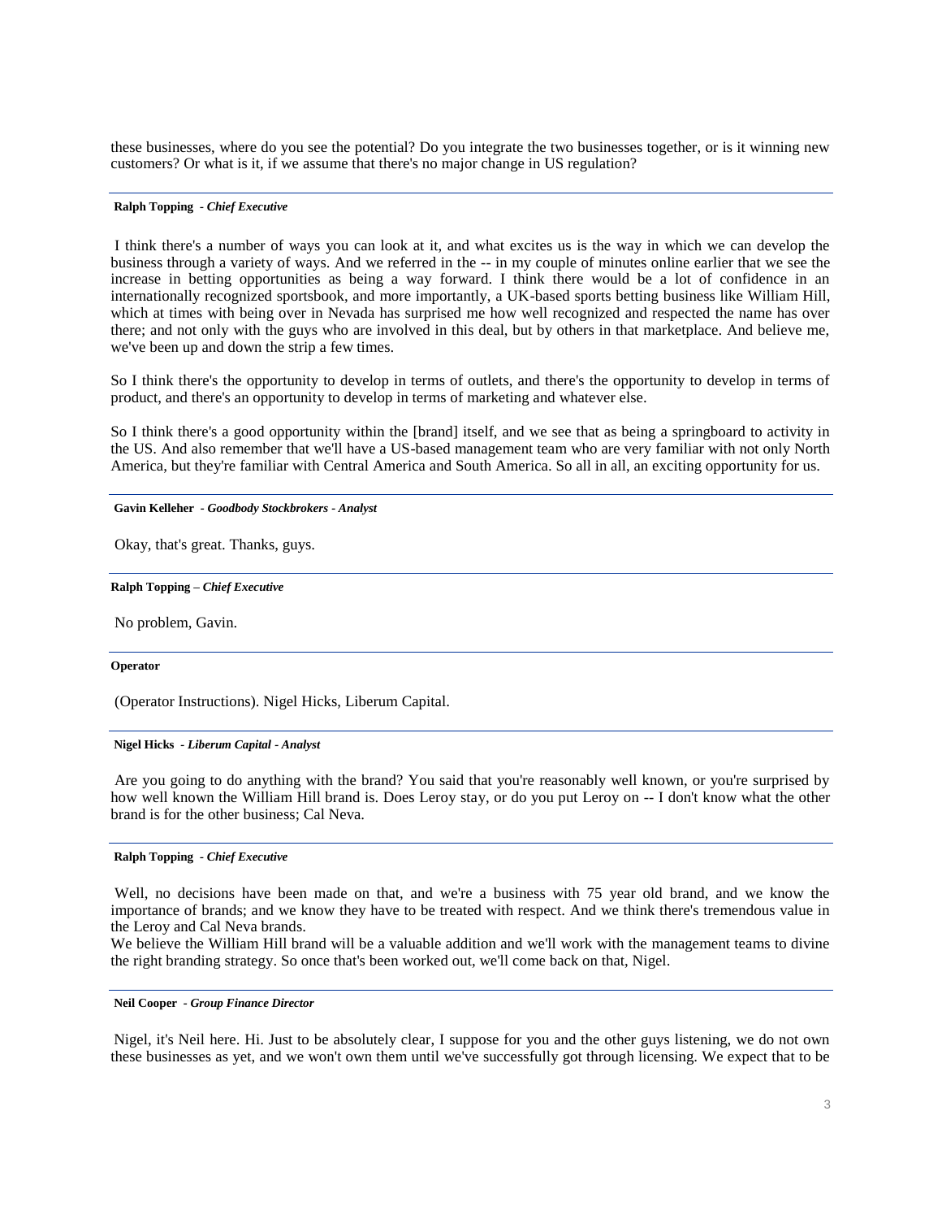these businesses, where do you see the potential? Do you integrate the two businesses together, or is it winning new customers? Or what is it, if we assume that there's no major change in US regulation?

---

**Ralph Topping** - ***Chief Executive***

I think there's a number of ways you can look at it, and what excites us is the way in which we can develop the business through a variety of ways. And we referred in the -- in my couple of minutes online earlier that we see the increase in betting opportunities as being a way forward. I think there would be a lot of confidence in an internationally recognized sportsbook, and more importantly, a UK-based sports betting business like William Hill, which at times with being over in Nevada has surprised me how well recognized and respected the name has over there; and not only with the guys who are involved in this deal, but by others in that marketplace. And believe me, we've been up and down the strip a few times.

So I think there's the opportunity to develop in terms of outlets, and there's the opportunity to develop in terms of product, and there's an opportunity to develop in terms of marketing and whatever else.

So I think there's a good opportunity within the [brand] itself, and we see that as being a springboard to activity in the US. And also remember that we'll have a US-based management team who are very familiar with not only North America, but they're familiar with Central America and South America. So all in all, an exciting opportunity for us.

---

**Gavin Kelleher** - ***Goodbody Stockbrokers - Analyst***

Okay, that's great. Thanks, guys.

---

**Ralph Topping** – ***Chief Executive***

No problem, Gavin.

---

**Operator**

(Operator Instructions). Nigel Hicks, Liberum Capital.

---

**Nigel Hicks** - ***Liberum Capital - Analyst***

Are you going to do anything with the brand? You said that you're reasonably well known, or you're surprised by how well known the William Hill brand is. Does Leroy stay, or do you put Leroy on -- I don't know what the other brand is for the other business; Cal Neva.

---

**Ralph Topping** - ***Chief Executive***

Well, no decisions have been made on that, and we're a business with 75 year old brand, and we know the importance of brands; and we know they have to be treated with respect. And we think there's tremendous value in the Leroy and Cal Neva brands.

We believe the William Hill brand will be a valuable addition and we'll work with the management teams to divine the right branding strategy. So once that's been worked out, we'll come back on that, Nigel.

---

**Neil Cooper** - ***Group Finance Director***

Nigel, it's Neil here. Hi. Just to be absolutely clear, I suppose for you and the other guys listening, we do not own these businesses as yet, and we won't own them until we've successfully got through licensing. We expect that to be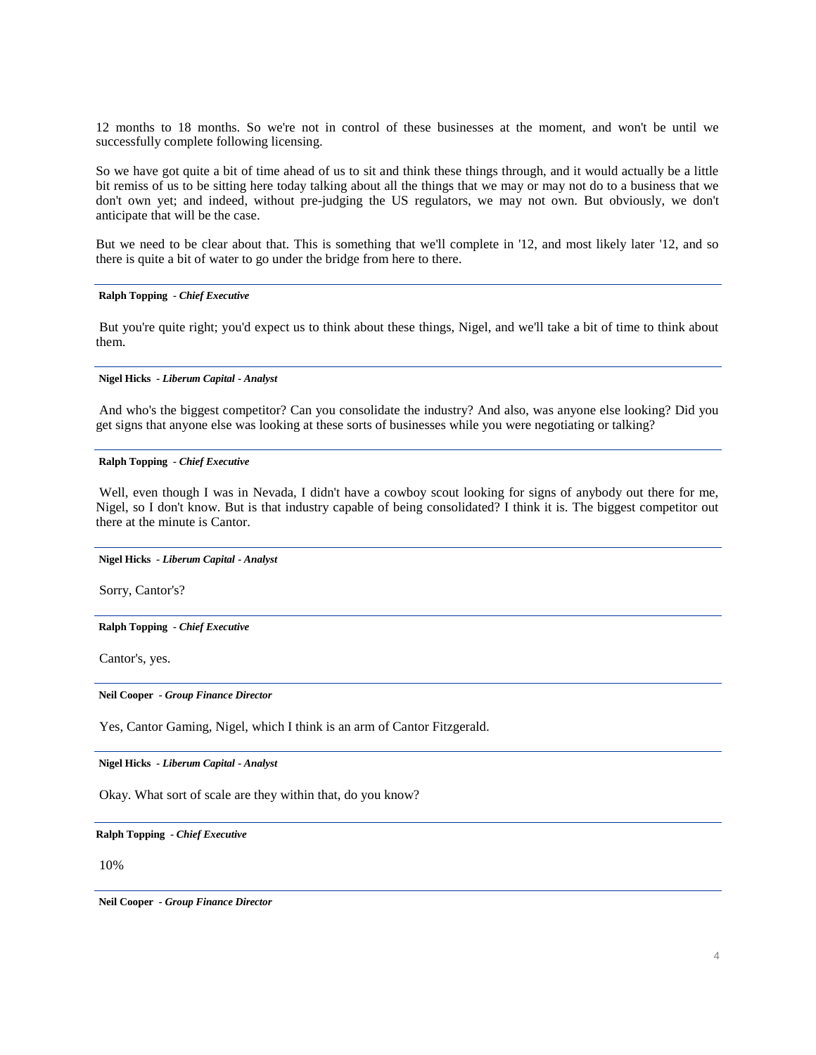12 months to 18 months. So we're not in control of these businesses at the moment, and won't be until we successfully complete following licensing.

So we have got quite a bit of time ahead of us to sit and think these things through, and it would actually be a little bit remiss of us to be sitting here today talking about all the things that we may or may not do to a business that we don't own yet; and indeed, without pre-judging the US regulators, we may not own. But obviously, we don't anticipate that will be the case.

But we need to be clear about that. This is something that we'll complete in '12, and most likely later '12, and so there is quite a bit of water to go under the bridge from here to there.

---

**Ralph Topping** - ***Chief Executive***

But you're quite right; you'd expect us to think about these things, Nigel, and we'll take a bit of time to think about them.

---

**Nigel Hicks** - ***Liberum Capital - Analyst***

And who's the biggest competitor? Can you consolidate the industry? And also, was anyone else looking? Did you get signs that anyone else was looking at these sorts of businesses while you were negotiating or talking?

---

**Ralph Topping** - ***Chief Executive***

Well, even though I was in Nevada, I didn't have a cowboy scout looking for signs of anybody out there for me, Nigel, so I don't know. But is that industry capable of being consolidated? I think it is. The biggest competitor out there at the minute is Cantor.

---

**Nigel Hicks** - ***Liberum Capital - Analyst***

Sorry, Cantor's?

---

**Ralph Topping** - ***Chief Executive***

Cantor's, yes.

---

**Neil Cooper** - ***Group Finance Director***

Yes, Cantor Gaming, Nigel, which I think is an arm of Cantor Fitzgerald.

---

**Nigel Hicks** - ***Liberum Capital - Analyst***

Okay. What sort of scale are they within that, do you know?

---

**Ralph Topping** - ***Chief Executive***

10%

---

**Neil Cooper** - ***Group Finance Director***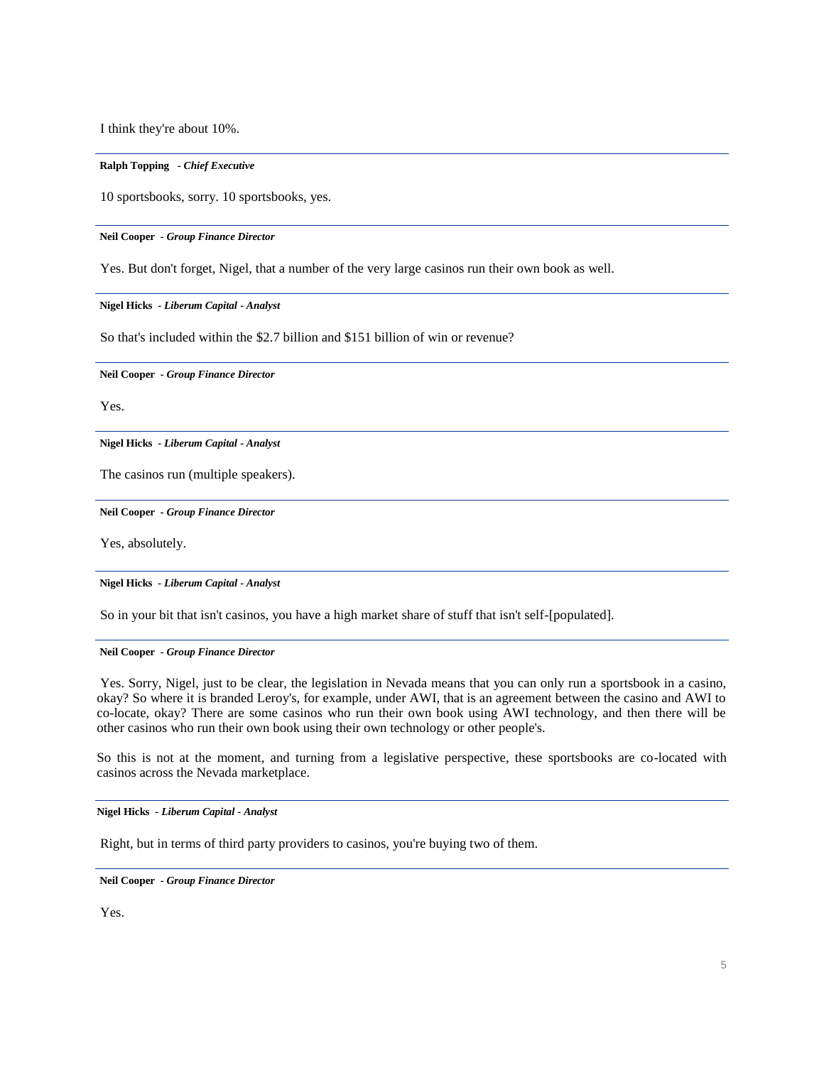I think they're about 10%.

---

**Ralph Topping** - *Chief Executive*

10 sportsbooks, sorry. 10 sportsbooks, yes.

---

**Neil Cooper** - *Group Finance Director*

Yes. But don't forget, Nigel, that a number of the very large casinos run their own book as well.

---

**Nigel Hicks** - *Liberum Capital - Analyst*

So that's included within the $2.7 billion and $151 billion of win or revenue?

---

**Neil Cooper** - *Group Finance Director*

Yes.

---

**Nigel Hicks** - *Liberum Capital - Analyst*

The casinos run (multiple speakers).

---

**Neil Cooper** - *Group Finance Director*

Yes, absolutely.

---

**Nigel Hicks** - *Liberum Capital - Analyst*

So in your bit that isn't casinos, you have a high market share of stuff that isn't self-[populated].

---

**Neil Cooper** - *Group Finance Director*

Yes. Sorry, Nigel, just to be clear, the legislation in Nevada means that you can only run a sportsbook in a casino, okay? So where it is branded Leroy's, for example, under AWI, that is an agreement between the casino and AWI to co-locate, okay? There are some casinos who run their own book using AWI technology, and then there will be other casinos who run their own book using their own technology or other people's.

So this is not at the moment, and turning from a legislative perspective, these sportsbooks are co-located with casinos across the Nevada marketplace.

---

**Nigel Hicks** - *Liberum Capital - Analyst*

Right, but in terms of third party providers to casinos, you're buying two of them.

---

**Neil Cooper** - *Group Finance Director*

Yes.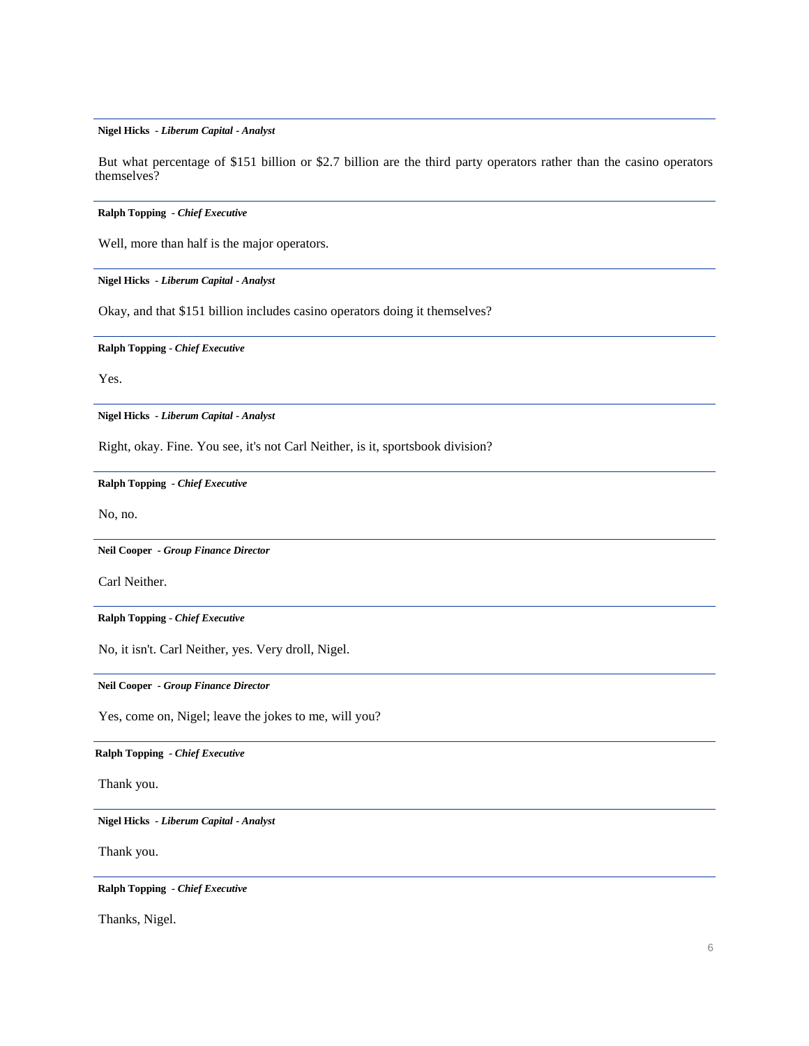**Nigel Hicks** - *Liberum Capital - Analyst*

But what percentage of $151 billion or $2.7 billion are the third party operators rather than the casino operators themselves?

---

**Ralph Topping** - *Chief Executive*

Well, more than half is the major operators.

---

**Nigel Hicks** - *Liberum Capital - Analyst*

Okay, and that $151 billion includes casino operators doing it themselves?

---

**Ralph Topping** - *Chief Executive*

Yes.

---

**Nigel Hicks** - *Liberum Capital - Analyst*

Right, okay. Fine. You see, it's not Carl Neither, is it, sportsbook division?

---

**Ralph Topping** - *Chief Executive*

No, no.

---

**Neil Cooper** - *Group Finance Director*

Carl Neither.

---

**Ralph Topping** - *Chief Executive*

No, it isn't. Carl Neither, yes. Very droll, Nigel.

---

**Neil Cooper** - *Group Finance Director*

Yes, come on, Nigel; leave the jokes to me, will you?

---

**Ralph Topping** - *Chief Executive*

Thank you.

---

**Nigel Hicks** - *Liberum Capital - Analyst*

Thank you.

---

**Ralph Topping** - *Chief Executive*

Thanks, Nigel.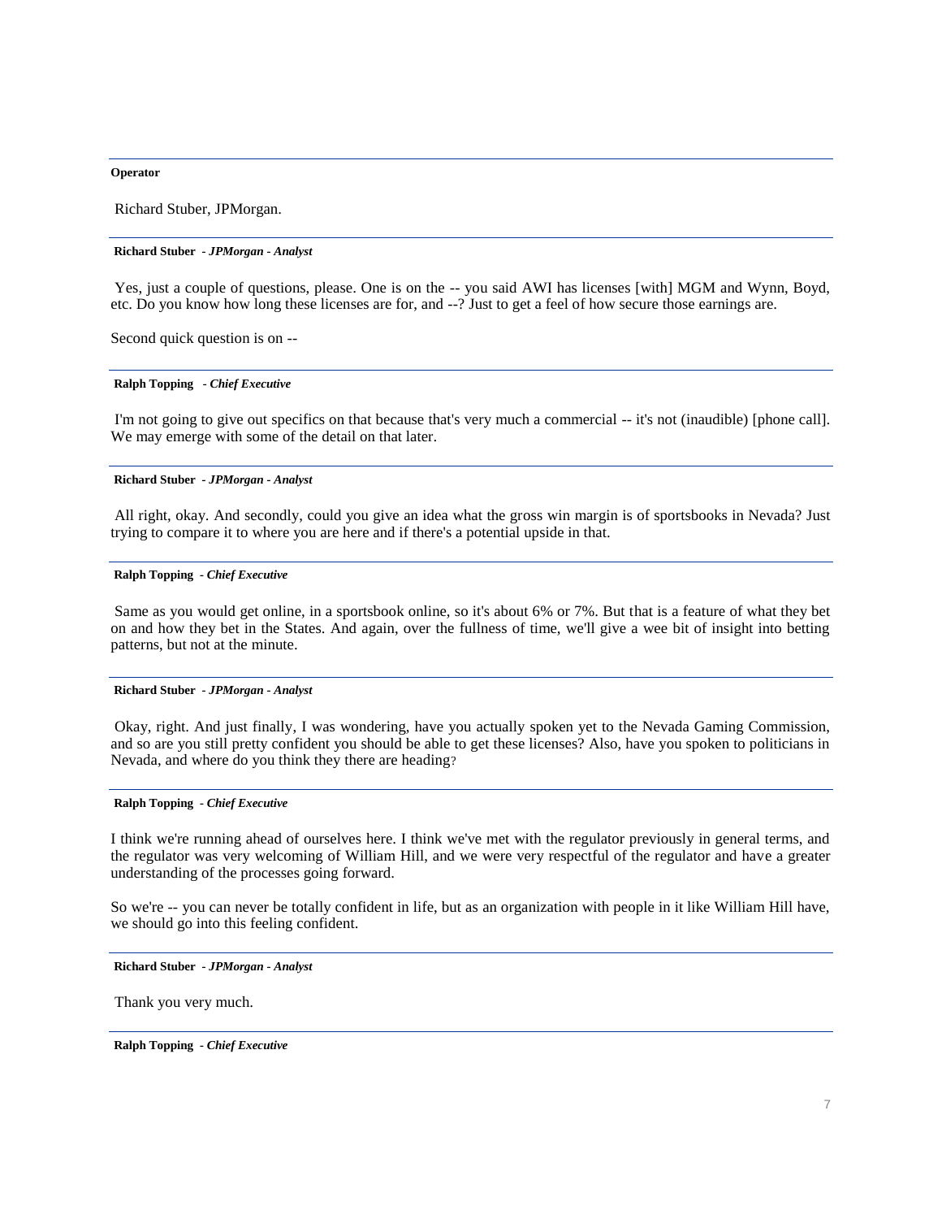**Operator**

Richard Stuber, JPMorgan.

**Richard Stuber** *- JPMorgan - Analyst*

Yes, just a couple of questions, please. One is on the -- you said AWI has licenses [with] MGM and Wynn, Boyd, etc. Do you know how long these licenses are for, and --? Just to get a feel of how secure those earnings are.

Second quick question is on --

**Ralph Topping** *- Chief Executive*

I'm not going to give out specifics on that because that's very much a commercial -- it's not (inaudible) [phone call]. We may emerge with some of the detail on that later.

**Richard Stuber** *- JPMorgan - Analyst*

All right, okay. And secondly, could you give an idea what the gross win margin is of sportsbooks in Nevada? Just trying to compare it to where you are here and if there's a potential upside in that.

**Ralph Topping** *- Chief Executive*

Same as you would get online, in a sportsbook online, so it's about 6% or 7%. But that is a feature of what they bet on and how they bet in the States. And again, over the fullness of time, we'll give a wee bit of insight into betting patterns, but not at the minute.

**Richard Stuber** *- JPMorgan - Analyst*

Okay, right. And just finally, I was wondering, have you actually spoken yet to the Nevada Gaming Commission, and so are you still pretty confident you should be able to get these licenses? Also, have you spoken to politicians in Nevada, and where do you think they there are heading?

**Ralph Topping** *- Chief Executive*

I think we're running ahead of ourselves here. I think we've met with the regulator previously in general terms, and the regulator was very welcoming of William Hill, and we were very respectful of the regulator and have a greater understanding of the processes going forward.

So we're -- you can never be totally confident in life, but as an organization with people in it like William Hill have, we should go into this feeling confident.

**Richard Stuber** *- JPMorgan - Analyst*

Thank you very much.

**Ralph Topping** *- Chief Executive*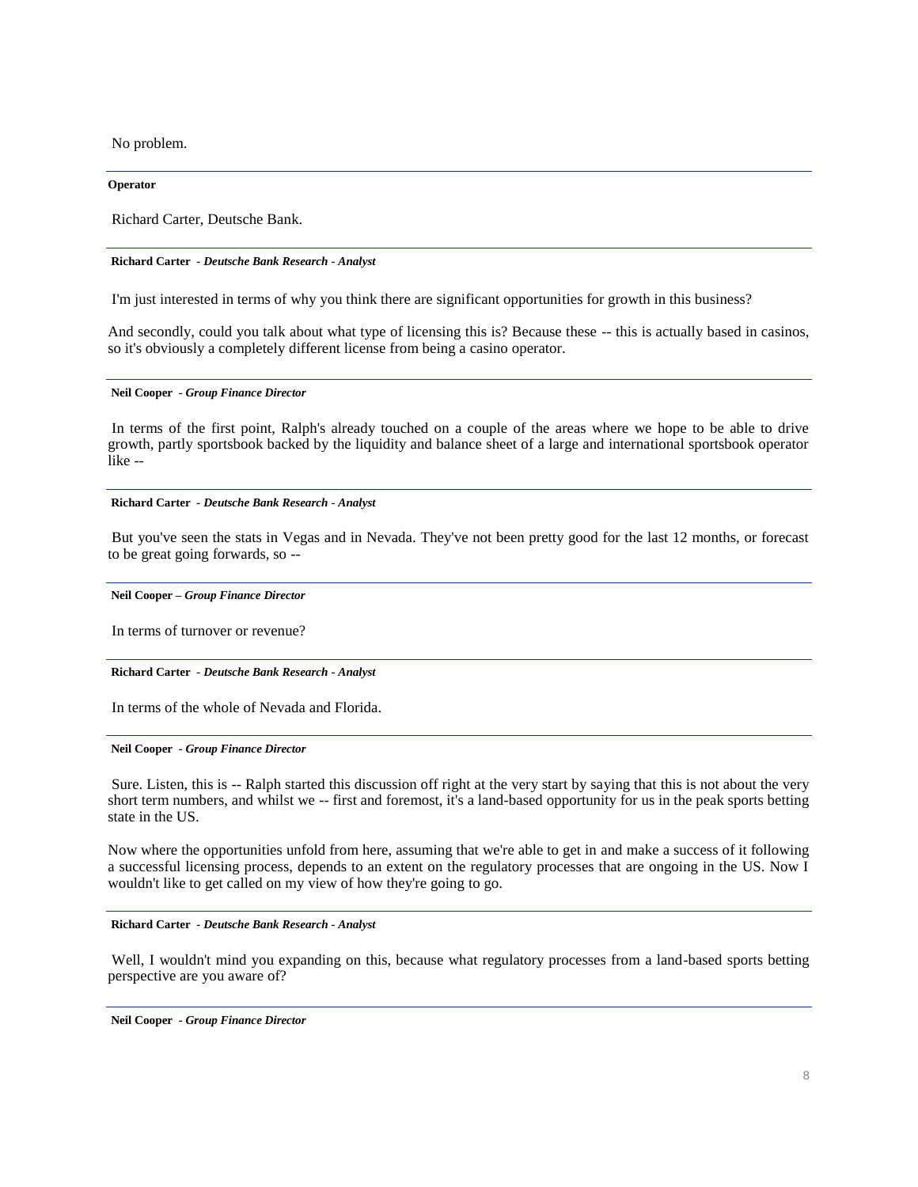No problem.

---

**Operator**

Richard Carter, Deutsche Bank.

---

**Richard Carter** *- Deutsche Bank Research - Analyst*

I'm just interested in terms of why you think there are significant opportunities for growth in this business?

And secondly, could you talk about what type of licensing this is? Because these -- this is actually based in casinos, so it's obviously a completely different license from being a casino operator.

---

**Neil Cooper** *- Group Finance Director*

In terms of the first point, Ralph's already touched on a couple of the areas where we hope to be able to drive growth, partly sportsbook backed by the liquidity and balance sheet of a large and international sportsbook operator like --

---

**Richard Carter** *- Deutsche Bank Research - Analyst*

But you've seen the stats in Vegas and in Nevada. They've not been pretty good for the last 12 months, or forecast to be great going forwards, so --

---

**Neil Cooper** *– Group Finance Director*

In terms of turnover or revenue?

---

**Richard Carter** *- Deutsche Bank Research - Analyst*

In terms of the whole of Nevada and Florida.

---

**Neil Cooper** *- Group Finance Director*

Sure. Listen, this is -- Ralph started this discussion off right at the very start by saying that this is not about the very short term numbers, and whilst we -- first and foremost, it's a land-based opportunity for us in the peak sports betting state in the US.

Now where the opportunities unfold from here, assuming that we're able to get in and make a success of it following a successful licensing process, depends to an extent on the regulatory processes that are ongoing in the US. Now I wouldn't like to get called on my view of how they're going to go.

---

**Richard Carter** *- Deutsche Bank Research - Analyst*

Well, I wouldn't mind you expanding on this, because what regulatory processes from a land-based sports betting perspective are you aware of?

---

**Neil Cooper** *- Group Finance Director*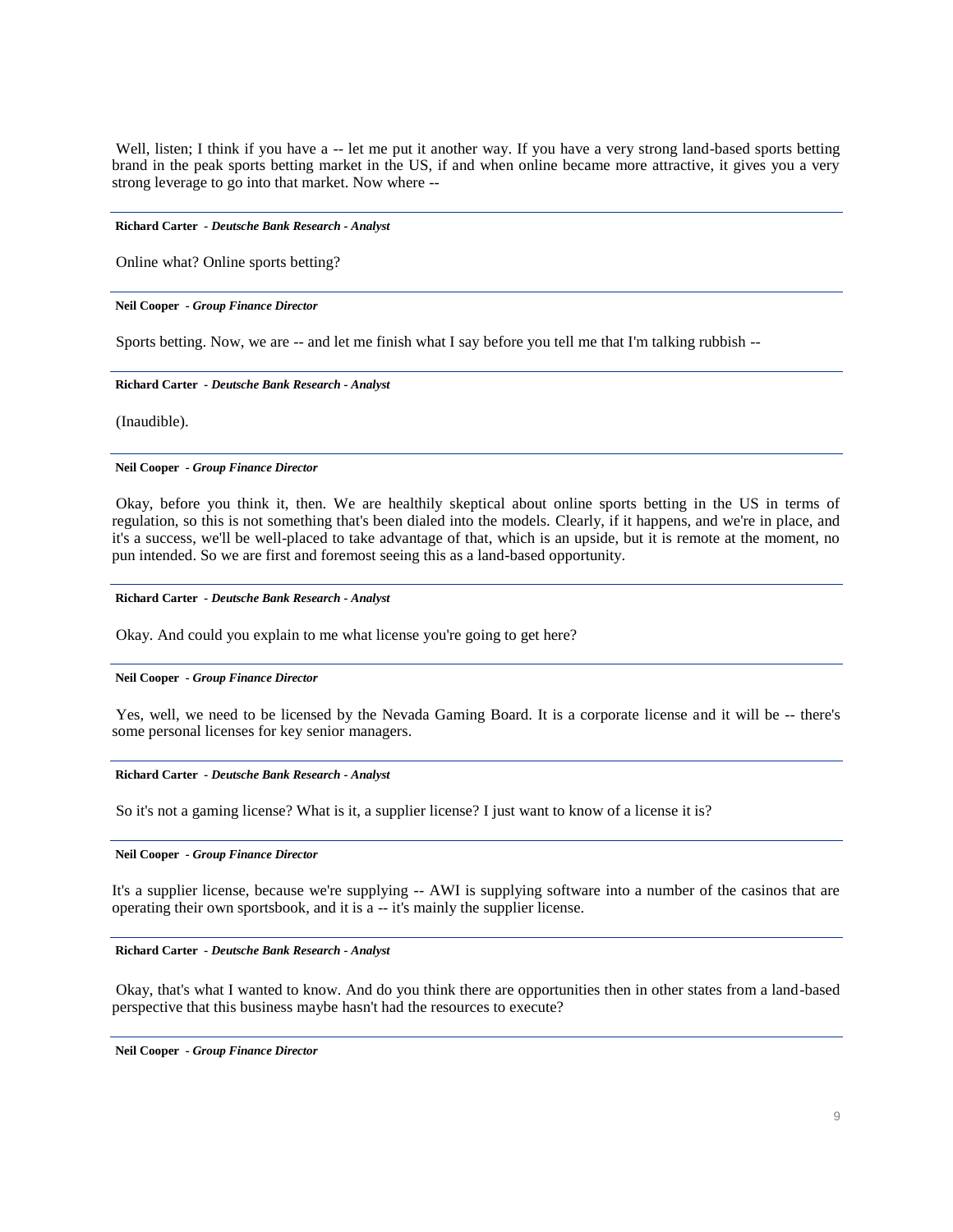Well, listen; I think if you have a -- let me put it another way. If you have a very strong land-based sports betting brand in the peak sports betting market in the US, if and when online became more attractive, it gives you a very strong leverage to go into that market. Now where --

---

**Richard Carter** *- Deutsche Bank Research - Analyst*

Online what? Online sports betting?

---

**Neil Cooper** *- Group Finance Director*

Sports betting. Now, we are -- and let me finish what I say before you tell me that I'm talking rubbish --

---

**Richard Carter** *- Deutsche Bank Research - Analyst*

(Inaudible).

---

**Neil Cooper** *- Group Finance Director*

Okay, before you think it, then. We are healthily skeptical about online sports betting in the US in terms of regulation, so this is not something that's been dialed into the models. Clearly, if it happens, and we're in place, and it's a success, we'll be well-placed to take advantage of that, which is an upside, but it is remote at the moment, no pun intended. So we are first and foremost seeing this as a land-based opportunity.

---

**Richard Carter** *- Deutsche Bank Research - Analyst*

Okay. And could you explain to me what license you're going to get here?

---

**Neil Cooper** *- Group Finance Director*

Yes, well, we need to be licensed by the Nevada Gaming Board. It is a corporate license and it will be -- there's some personal licenses for key senior managers.

---

**Richard Carter** *- Deutsche Bank Research - Analyst*

So it's not a gaming license? What is it, a supplier license? I just want to know of a license it is?

---

**Neil Cooper** *- Group Finance Director*

It's a supplier license, because we're supplying -- AWI is supplying software into a number of the casinos that are operating their own sportsbook, and it is a -- it's mainly the supplier license.

---

**Richard Carter** *- Deutsche Bank Research - Analyst*

Okay, that's what I wanted to know. And do you think there are opportunities then in other states from a land-based perspective that this business maybe hasn't had the resources to execute?

---

**Neil Cooper** *- Group Finance Director*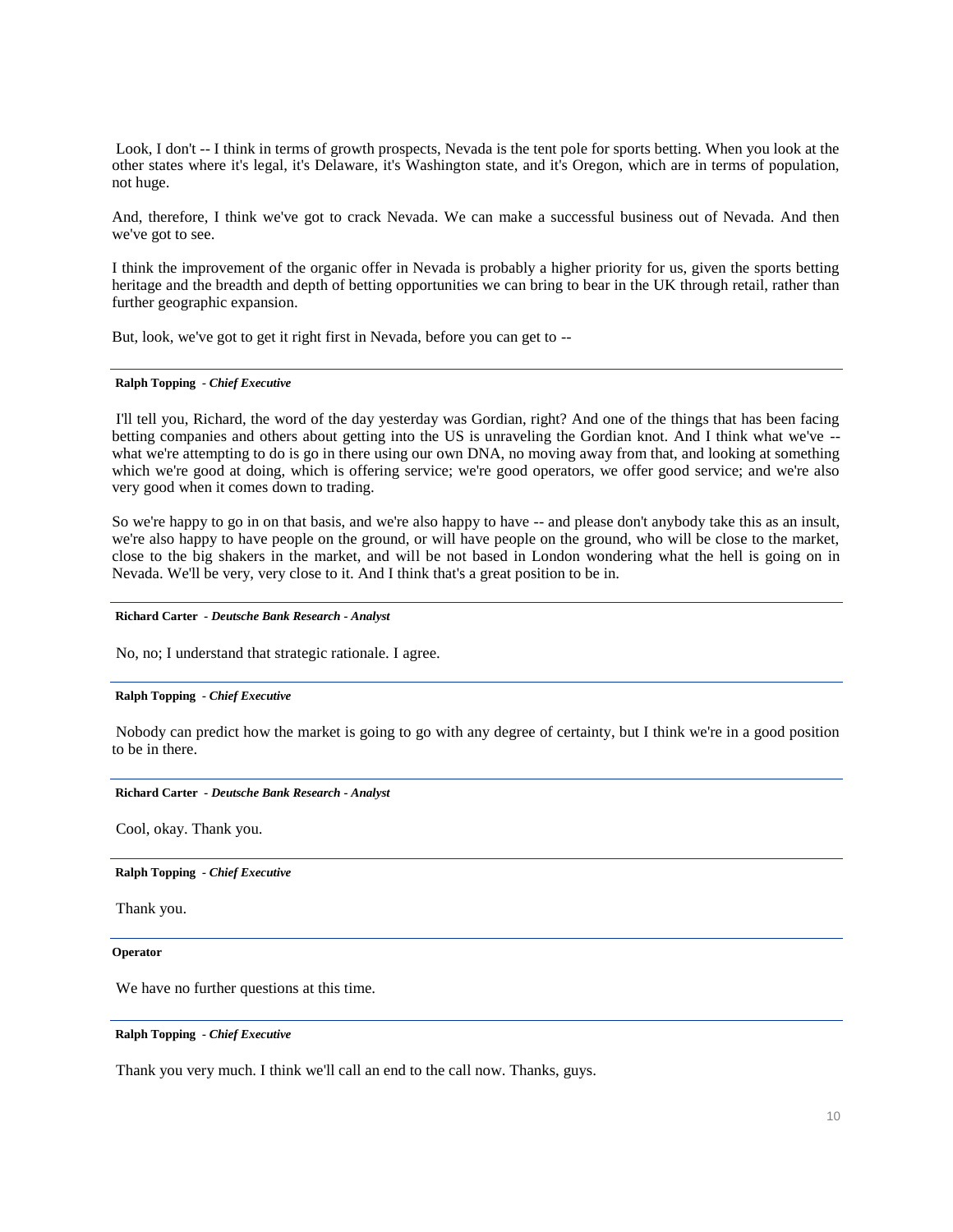Look, I don't -- I think in terms of growth prospects, Nevada is the tent pole for sports betting. When you look at the other states where it's legal, it's Delaware, it's Washington state, and it's Oregon, which are in terms of population, not huge.

And, therefore, I think we've got to crack Nevada. We can make a successful business out of Nevada. And then we've got to see.

I think the improvement of the organic offer in Nevada is probably a higher priority for us, given the sports betting heritage and the breadth and depth of betting opportunities we can bring to bear in the UK through retail, rather than further geographic expansion.

But, look, we've got to get it right first in Nevada, before you can get to --

---

**Ralph Topping** - ***Chief Executive***

I'll tell you, Richard, the word of the day yesterday was Gordian, right? And one of the things that has been facing betting companies and others about getting into the US is unraveling the Gordian knot. And I think what we've -- what we're attempting to do is go in there using our own DNA, no moving away from that, and looking at something which we're good at doing, which is offering service; we're good operators, we offer good service; and we're also very good when it comes down to trading.

So we're happy to go in on that basis, and we're also happy to have -- and please don't anybody take this as an insult, we're also happy to have people on the ground, or will have people on the ground, who will be close to the market, close to the big shakers in the market, and will be not based in London wondering what the hell is going on in Nevada. We'll be very, very close to it. And I think that's a great position to be in.

---

**Richard Carter** - ***Deutsche Bank Research - Analyst***

No, no; I understand that strategic rationale. I agree.

---

**Ralph Topping** - ***Chief Executive***

Nobody can predict how the market is going to go with any degree of certainty, but I think we're in a good position to be in there.

---

**Richard Carter** - ***Deutsche Bank Research - Analyst***

Cool, okay. Thank you.

---

**Ralph Topping** - ***Chief Executive***

Thank you.

---

**Operator**

We have no further questions at this time.

---

**Ralph Topping** - ***Chief Executive***

Thank you very much. I think we'll call an end to the call now. Thanks, guys.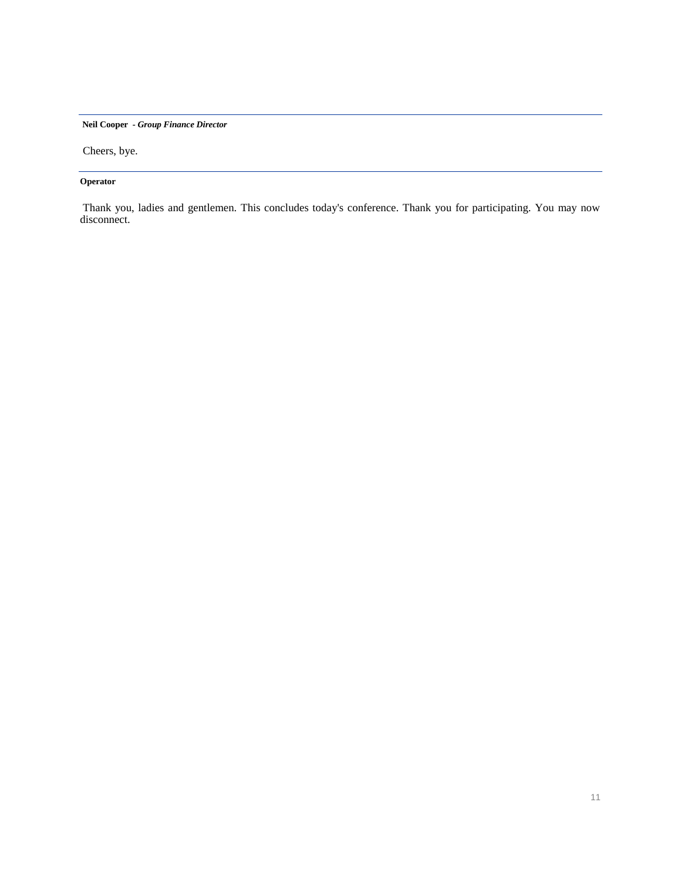**Neil Cooper** - ***Group Finance Director***

Cheers, bye.

---

**Operator**

Thank you, ladies and gentlemen. This concludes today's conference. Thank you for participating. You may now disconnect.